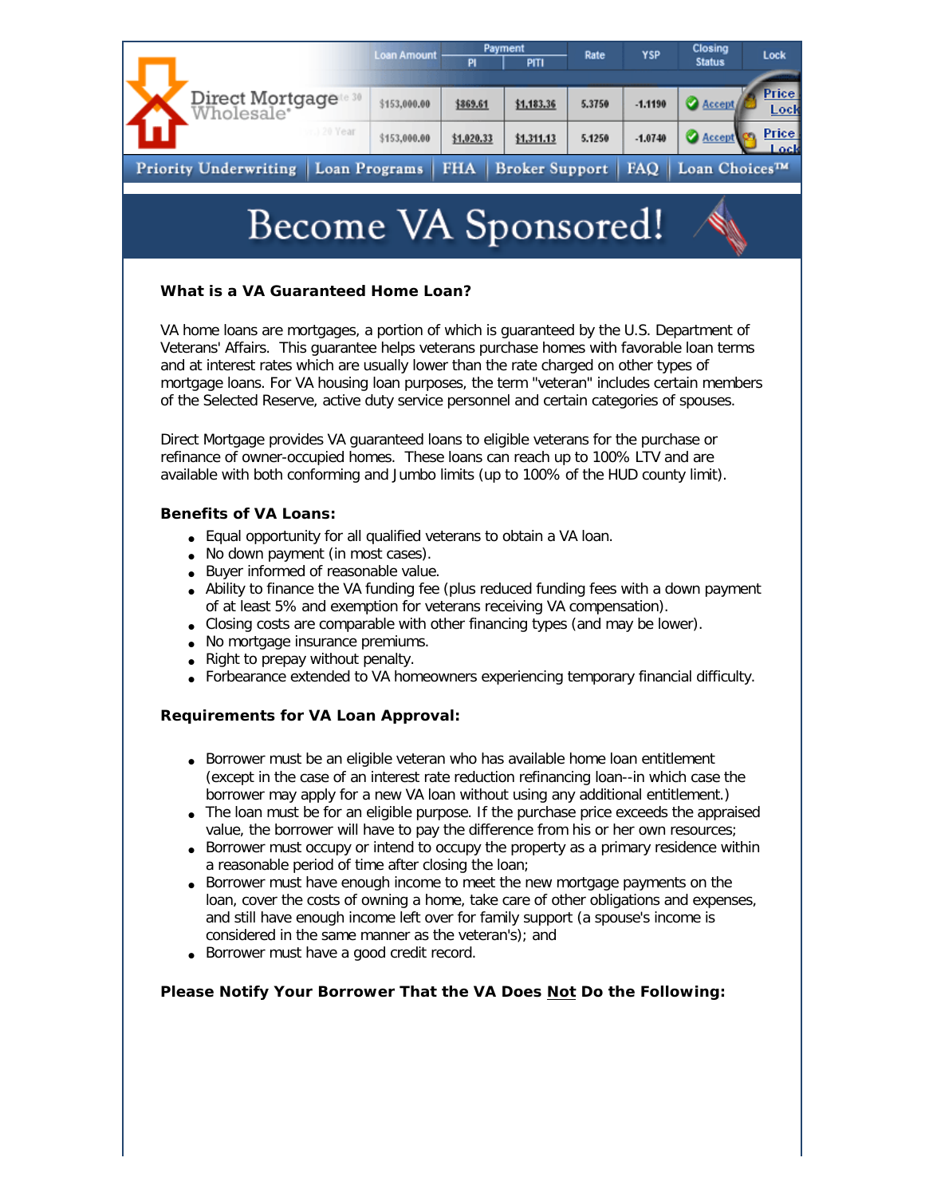| | Loan Amount | Payment | | Rate | YSP | Closing Status | Lock |
|---|---|---|---|---|---|---|---|
| | | PI | PITI | | | | |
| 30 | $153,000.00 | $869.61 | $1,183.36 | 5.3750 | -1.1190 | Accept | Price Lock |
| 20 Year | $153,000.00 | $1,020.33 | $1,311.13 | 5.1250 | -1.0740 | Accept | Price Lock |

Direct Mortgage Wholesale®

Priority Underwriting | Loan Programs | FHA | Broker Support | FAQ | Loan Choices™

# Become VA Sponsored!

### What is a VA Guaranteed Home Loan?

VA home loans are mortgages, a portion of which is guaranteed by the U.S. Department of Veterans' Affairs. This guarantee helps veterans purchase homes with favorable loan terms and at interest rates which are usually lower than the rate charged on other types of mortgage loans. For VA housing loan purposes, the term "veteran" includes certain members of the Selected Reserve, active duty service personnel and certain categories of spouses.

Direct Mortgage provides VA guaranteed loans to eligible veterans for the purchase or refinance of owner-occupied homes. These loans can reach up to 100% LTV and are available with both conforming and Jumbo limits (up to 100% of the HUD county limit).

### Benefits of VA Loans:

- Equal opportunity for all qualified veterans to obtain a VA loan.
- No down payment (in most cases).
- Buyer informed of reasonable value.
- Ability to finance the VA funding fee (plus reduced funding fees with a down payment of at least 5% and exemption for veterans receiving VA compensation).
- Closing costs are comparable with other financing types (and may be lower).
- No mortgage insurance premiums.
- Right to prepay without penalty.
- Forbearance extended to VA homeowners experiencing temporary financial difficulty.

### Requirements for VA Loan Approval:

- Borrower must be an eligible veteran who has available home loan entitlement (except in the case of an interest rate reduction refinancing loan--in which case the borrower may apply for a new VA loan without using any additional entitlement.)
- The loan must be for an eligible purpose. If the purchase price exceeds the appraised value, the borrower will have to pay the difference from his or her own resources;
- Borrower must occupy or intend to occupy the property as a primary residence within a reasonable period of time after closing the loan;
- Borrower must have enough income to meet the new mortgage payments on the loan, cover the costs of owning a home, take care of other obligations and expenses, and still have enough income left over for family support (a spouse's income is considered in the same manner as the veteran's); and
- Borrower must have a good credit record.

### Please Notify Your Borrower That the VA Does Not Do the Following: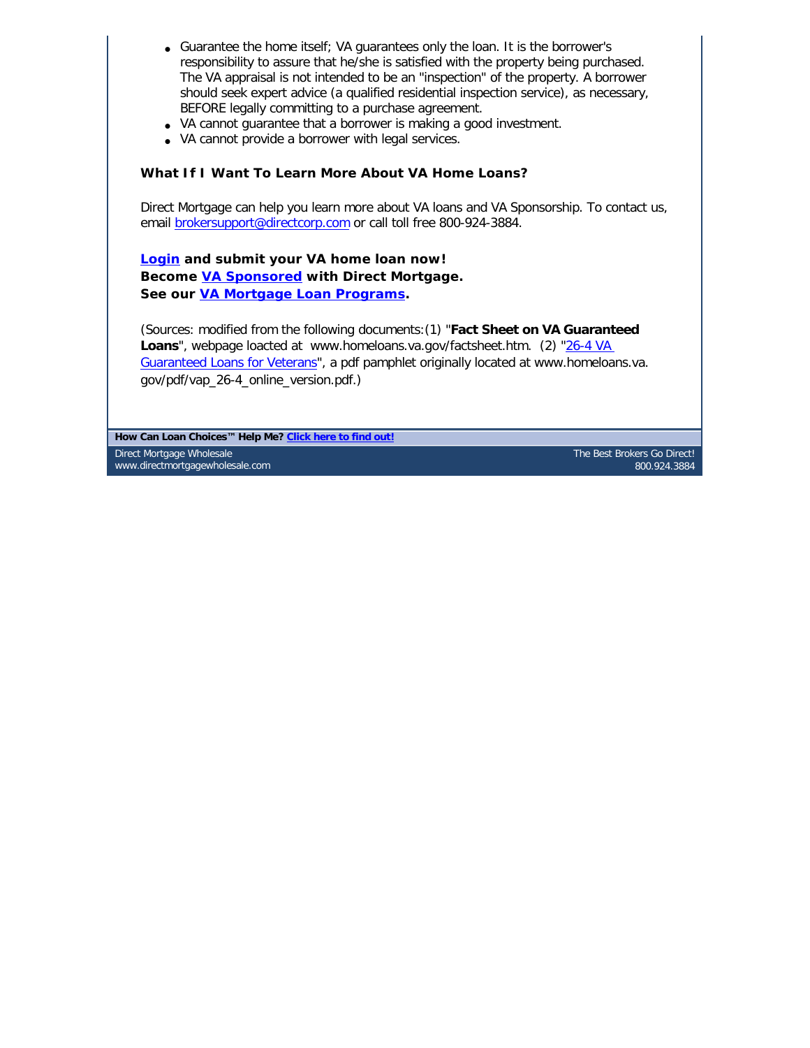- Guarantee the home itself; VA guarantees only the loan. It is the borrower's responsibility to assure that he/she is satisfied with the property being purchased. The VA appraisal is not intended to be an "inspection" of the property. A borrower should seek expert advice (a qualified residential inspection service), as necessary, BEFORE legally committing to a purchase agreement.
- VA cannot guarantee that a borrower is making a good investment.
- VA cannot provide a borrower with legal services.

### What If I Want To Learn More About VA Home Loans?

Direct Mortgage can help you learn more about VA loans and VA Sponsorship. To contact us, email brokersupport@directcorp.com or call toll free 800-924-3884.

**Login and submit your VA home loan now!**
**Become VA Sponsored with Direct Mortgage.**
**See our VA Mortgage Loan Programs.**

(Sources: modified from the following documents:(1) "**Fact Sheet on VA Guaranteed Loans**", webpage loacted at www.homeloans.va.gov/factsheet.htm. (2) "26-4 VA Guaranteed Loans for Veterans", a pdf pamphlet originally located at www.homeloans.va.gov/pdf/vap_26-4_online_version.pdf.)

**How Can Loan Choices™ Help Me? Click here to find out!**

Direct Mortgage Wholesale
www.directmortgagewholesale.com

The Best Brokers Go Direct!
800.924.3884